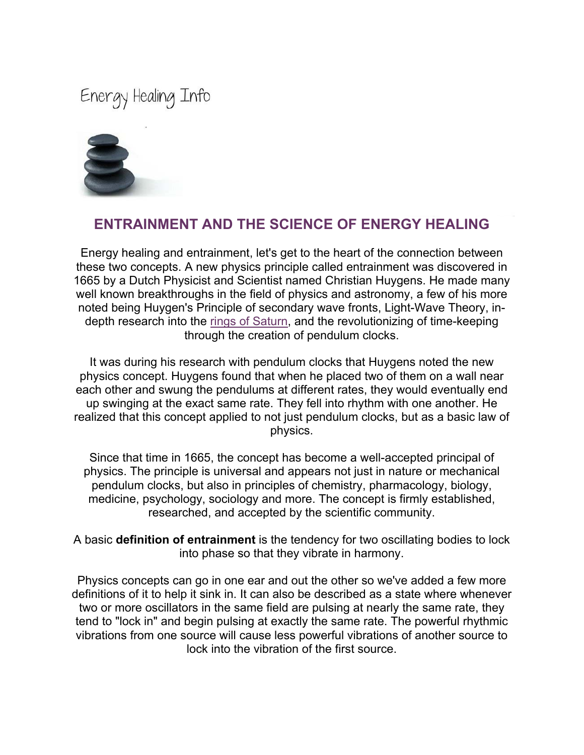Energy Healing Info

## ENTRAINMENT AND THE SCIENCE OF ENERGY HEALING

Energy healing and entrainment, let's get to the heart of the connection between these two concepts. A new physics principle called entrainment was discovered in 1665 by a Dutch Physicist and Scientist named Christian Huygens. He made many well known breakthroughs in the field of physics and astronomy, a few of his more noted being Huygen's Principle of secondary wave fronts, Light-Wave Theory, in-depth research into the rings of Saturn, and the revolutionizing of time-keeping through the creation of pendulum clocks.

It was during his research with pendulum clocks that Huygens noted the new physics concept. Huygens found that when he placed two of them on a wall near each other and swung the pendulums at different rates, they would eventually end up swinging at the exact same rate. They fell into rhythm with one another. He realized that this concept applied to not just pendulum clocks, but as a basic law of physics.

Since that time in 1665, the concept has become a well-accepted principal of physics. The principle is universal and appears not just in nature or mechanical pendulum clocks, but also in principles of chemistry, pharmacology, biology, medicine, psychology, sociology and more. The concept is firmly established, researched, and accepted by the scientific community.

A basic **definition of entrainment** is the tendency for two oscillating bodies to lock into phase so that they vibrate in harmony.

Physics concepts can go in one ear and out the other so we've added a few more definitions of it to help it sink in. It can also be described as a state where whenever two or more oscillators in the same field are pulsing at nearly the same rate, they tend to "lock in" and begin pulsing at exactly the same rate. The powerful rhythmic vibrations from one source will cause less powerful vibrations of another source to lock into the vibration of the first source.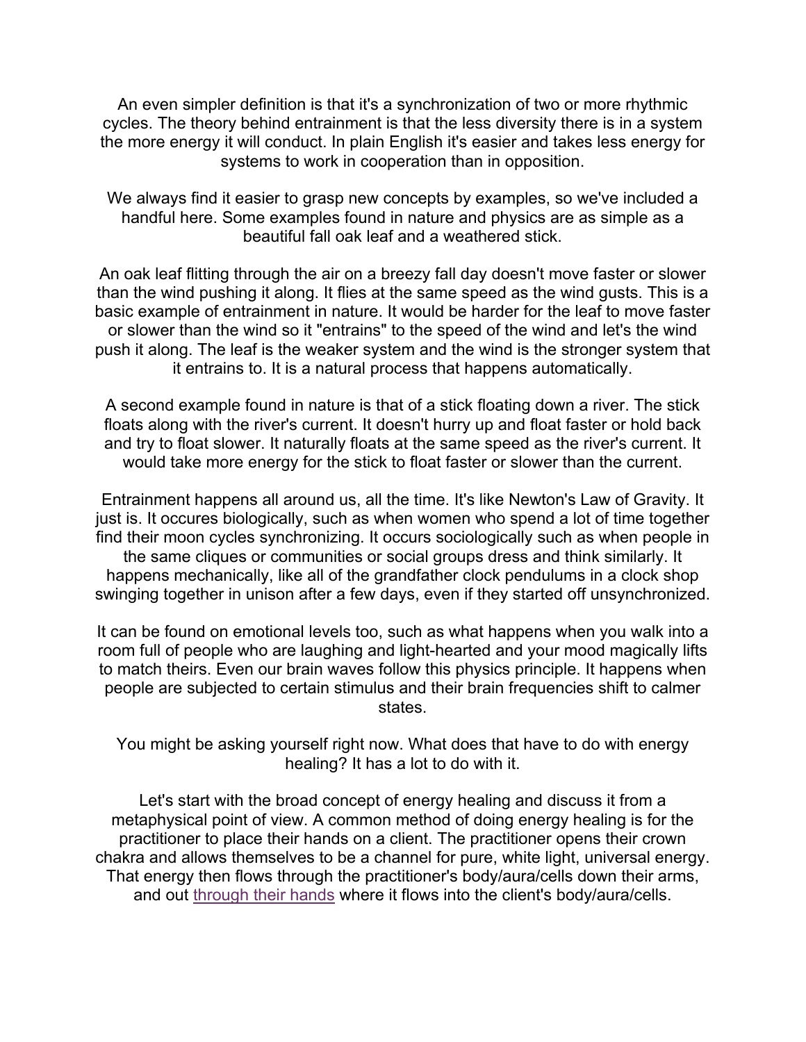An even simpler definition is that it's a synchronization of two or more rhythmic cycles. The theory behind entrainment is that the less diversity there is in a system the more energy it will conduct. In plain English it's easier and takes less energy for systems to work in cooperation than in opposition.

We always find it easier to grasp new concepts by examples, so we've included a handful here. Some examples found in nature and physics are as simple as a beautiful fall oak leaf and a weathered stick.

An oak leaf flitting through the air on a breezy fall day doesn't move faster or slower than the wind pushing it along. It flies at the same speed as the wind gusts. This is a basic example of entrainment in nature. It would be harder for the leaf to move faster or slower than the wind so it "entrains" to the speed of the wind and let's the wind push it along. The leaf is the weaker system and the wind is the stronger system that it entrains to. It is a natural process that happens automatically.

A second example found in nature is that of a stick floating down a river. The stick floats along with the river's current. It doesn't hurry up and float faster or hold back and try to float slower. It naturally floats at the same speed as the river's current. It would take more energy for the stick to float faster or slower than the current.

Entrainment happens all around us, all the time. It's like Newton's Law of Gravity. It just is. It occures biologically, such as when women who spend a lot of time together find their moon cycles synchronizing. It occurs sociologically such as when people in the same cliques or communities or social groups dress and think similarly. It happens mechanically, like all of the grandfather clock pendulums in a clock shop swinging together in unison after a few days, even if they started off unsynchronized.

It can be found on emotional levels too, such as what happens when you walk into a room full of people who are laughing and light-hearted and your mood magically lifts to match theirs. Even our brain waves follow this physics principle. It happens when people are subjected to certain stimulus and their brain frequencies shift to calmer states.

You might be asking yourself right now. What does that have to do with energy healing? It has a lot to do with it.

Let's start with the broad concept of energy healing and discuss it from a metaphysical point of view. A common method of doing energy healing is for the practitioner to place their hands on a client. The practitioner opens their crown chakra and allows themselves to be a channel for pure, white light, universal energy. That energy then flows through the practitioner's body/aura/cells down their arms, and out through their hands where it flows into the client's body/aura/cells.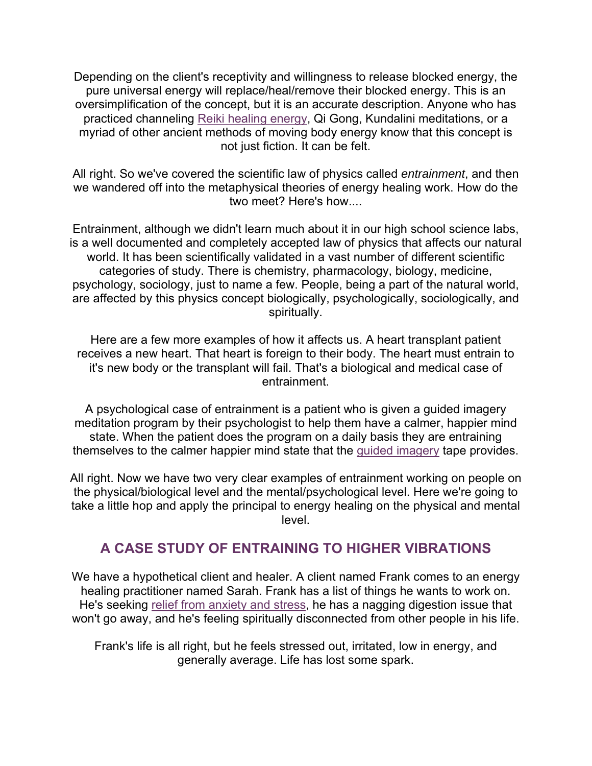Depending on the client's receptivity and willingness to release blocked energy, the pure universal energy will replace/heal/remove their blocked energy. This is an oversimplification of the concept, but it is an accurate description. Anyone who has practiced channeling Reiki healing energy, Qi Gong, Kundalini meditations, or a myriad of other ancient methods of moving body energy know that this concept is not just fiction. It can be felt.

All right. So we've covered the scientific law of physics called *entrainment*, and then we wandered off into the metaphysical theories of energy healing work. How do the two meet? Here's how....

Entrainment, although we didn't learn much about it in our high school science labs, is a well documented and completely accepted law of physics that affects our natural world. It has been scientifically validated in a vast number of different scientific categories of study. There is chemistry, pharmacology, biology, medicine, psychology, sociology, just to name a few. People, being a part of the natural world, are affected by this physics concept biologically, psychologically, sociologically, and spiritually.

Here are a few more examples of how it affects us. A heart transplant patient receives a new heart. That heart is foreign to their body. The heart must entrain to it's new body or the transplant will fail. That's a biological and medical case of entrainment.

A psychological case of entrainment is a patient who is given a guided imagery meditation program by their psychologist to help them have a calmer, happier mind state. When the patient does the program on a daily basis they are entraining themselves to the calmer happier mind state that the guided imagery tape provides.

All right. Now we have two very clear examples of entrainment working on people on the physical/biological level and the mental/psychological level. Here we're going to take a little hop and apply the principal to energy healing on the physical and mental level.

## A CASE STUDY OF ENTRAINING TO HIGHER VIBRATIONS

We have a hypothetical client and healer. A client named Frank comes to an energy healing practitioner named Sarah. Frank has a list of things he wants to work on. He's seeking relief from anxiety and stress, he has a nagging digestion issue that won't go away, and he's feeling spiritually disconnected from other people in his life.

Frank's life is all right, but he feels stressed out, irritated, low in energy, and generally average. Life has lost some spark.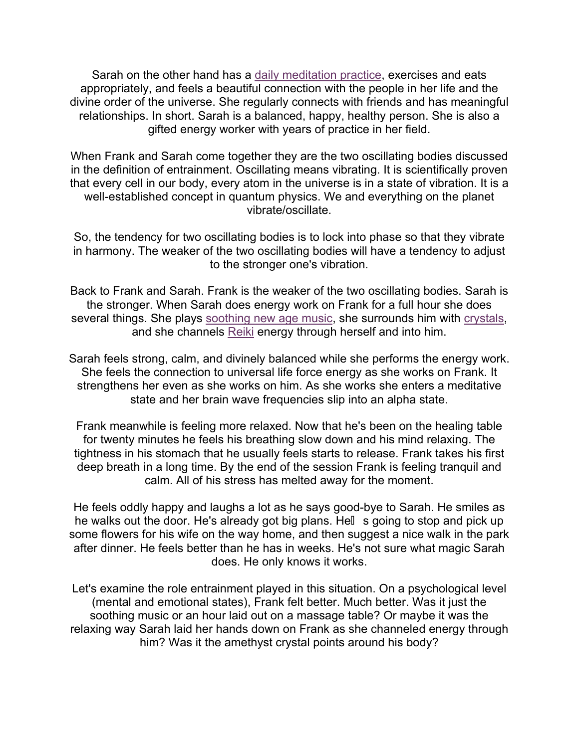Sarah on the other hand has a daily meditation practice, exercises and eats appropriately, and feels a beautiful connection with the people in her life and the divine order of the universe. She regularly connects with friends and has meaningful relationships. In short. Sarah is a balanced, happy, healthy person. She is also a gifted energy worker with years of practice in her field.

When Frank and Sarah come together they are the two oscillating bodies discussed in the definition of entrainment. Oscillating means vibrating. It is scientifically proven that every cell in our body, every atom in the universe is in a state of vibration. It is a well-established concept in quantum physics. We and everything on the planet vibrate/oscillate.

So, the tendency for two oscillating bodies is to lock into phase so that they vibrate in harmony. The weaker of the two oscillating bodies will have a tendency to adjust to the stronger one's vibration.

Back to Frank and Sarah. Frank is the weaker of the two oscillating bodies. Sarah is the stronger. When Sarah does energy work on Frank for a full hour she does several things. She plays soothing new age music, she surrounds him with crystals, and she channels Reiki energy through herself and into him.

Sarah feels strong, calm, and divinely balanced while she performs the energy work. She feels the connection to universal life force energy as she works on Frank. It strengthens her even as she works on him. As she works she enters a meditative state and her brain wave frequencies slip into an alpha state.

Frank meanwhile is feeling more relaxed. Now that he's been on the healing table for twenty minutes he feels his breathing slow down and his mind relaxing. The tightness in his stomach that he usually feels starts to release. Frank takes his first deep breath in a long time. By the end of the session Frank is feeling tranquil and calm. All of his stress has melted away for the moment.

He feels oddly happy and laughs a lot as he says good-bye to Sarah. He smiles as he walks out the door. He's already got big plans. He's going to stop and pick up some flowers for his wife on the way home, and then suggest a nice walk in the park after dinner. He feels better than he has in weeks. He's not sure what magic Sarah does. He only knows it works.

Let's examine the role entrainment played in this situation. On a psychological level (mental and emotional states), Frank felt better. Much better. Was it just the soothing music or an hour laid out on a massage table? Or maybe it was the relaxing way Sarah laid her hands down on Frank as she channeled energy through him? Was it the amethyst crystal points around his body?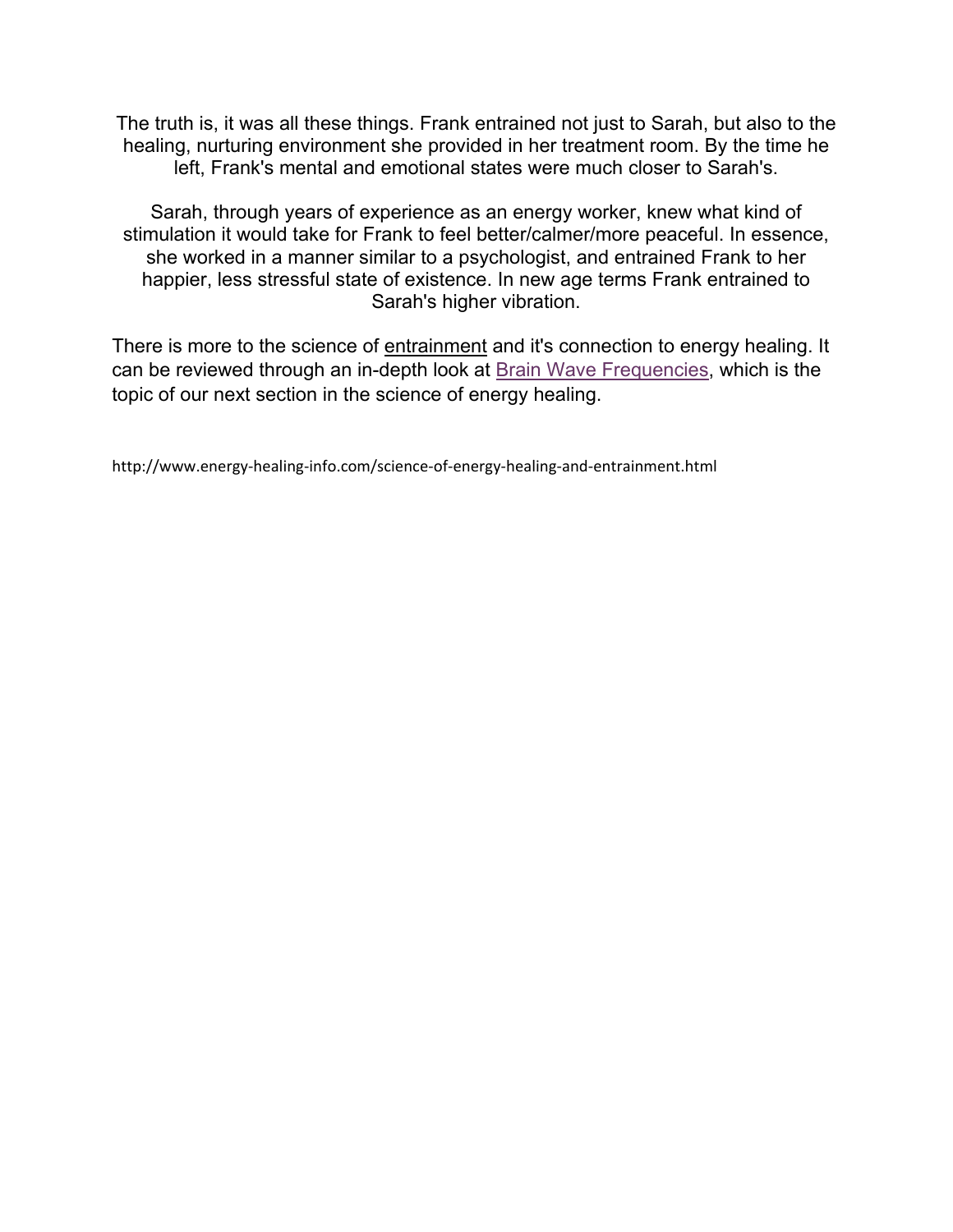The truth is, it was all these things. Frank entrained not just to Sarah, but also to the healing, nurturing environment she provided in her treatment room. By the time he left, Frank's mental and emotional states were much closer to Sarah's.

Sarah, through years of experience as an energy worker, knew what kind of stimulation it would take for Frank to feel better/calmer/more peaceful. In essence, she worked in a manner similar to a psychologist, and entrained Frank to her happier, less stressful state of existence. In new age terms Frank entrained to Sarah's higher vibration.

There is more to the science of entrainment and it's connection to energy healing. It can be reviewed through an in-depth look at Brain Wave Frequencies, which is the topic of our next section in the science of energy healing.

http://www.energy-healing-info.com/science-of-energy-healing-and-entrainment.html